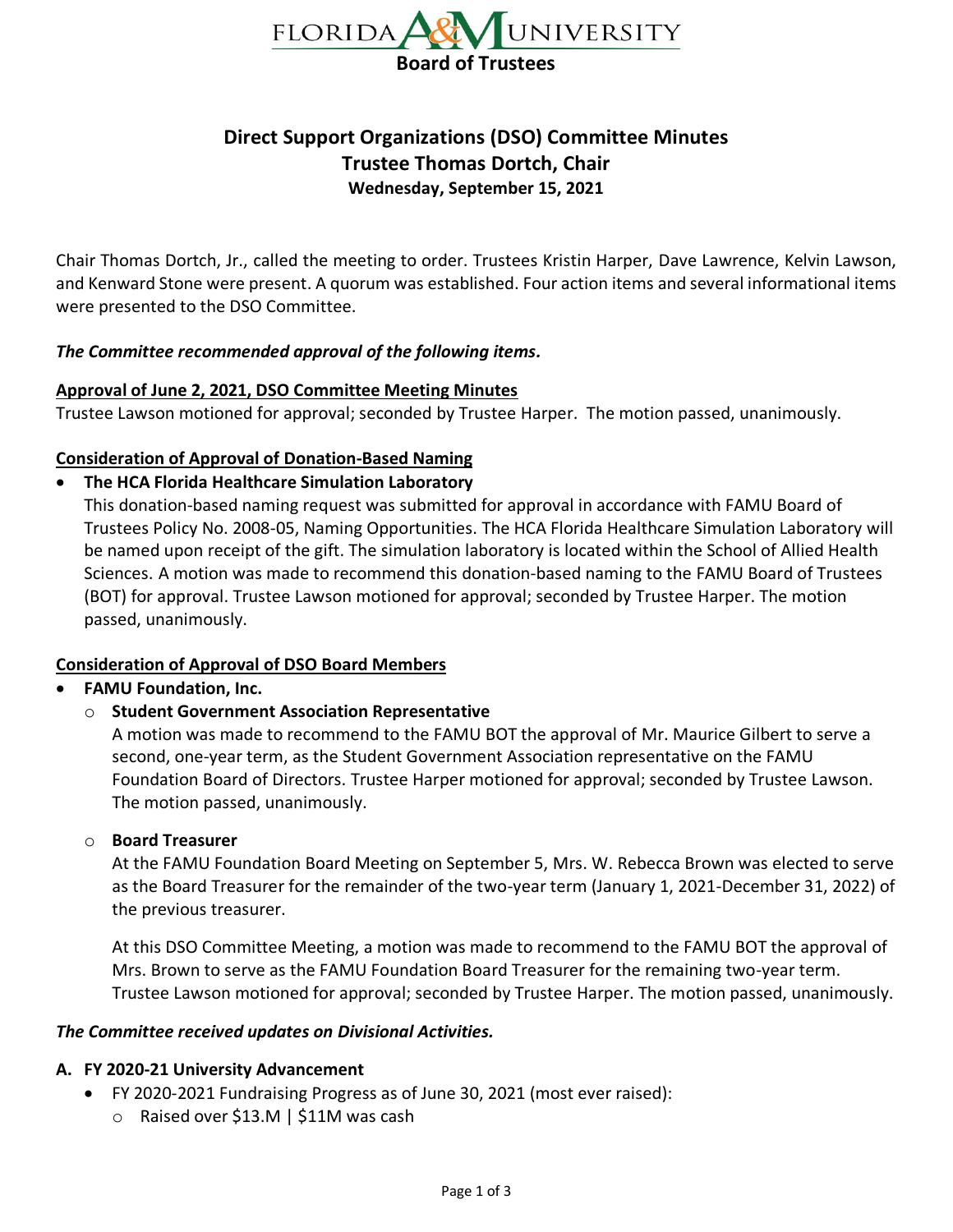# FLORIDA A&M UNIVERSITY
## Board of Trustees

# Direct Support Organizations (DSO) Committee Minutes
## Trustee Thomas Dortch, Chair
### Wednesday, September 15, 2021

Chair Thomas Dortch, Jr., called the meeting to order. Trustees Kristin Harper, Dave Lawrence, Kelvin Lawson, and Kenward Stone were present. A quorum was established. Four action items and several informational items were presented to the DSO Committee.

***The Committee recommended approval of the following items.***

**Approval of June 2, 2021, DSO Committee Meeting Minutes**

Trustee Lawson motioned for approval; seconded by Trustee Harper. The motion passed, unanimously.

**Consideration of Approval of Donation-Based Naming**

- **The HCA Florida Healthcare Simulation Laboratory**

  This donation-based naming request was submitted for approval in accordance with FAMU Board of Trustees Policy No. 2008-05, Naming Opportunities. The HCA Florida Healthcare Simulation Laboratory will be named upon receipt of the gift. The simulation laboratory is located within the School of Allied Health Sciences. A motion was made to recommend this donation-based naming to the FAMU Board of Trustees (BOT) for approval. Trustee Lawson motioned for approval; seconded by Trustee Harper. The motion passed, unanimously.

**Consideration of Approval of DSO Board Members**

- **FAMU Foundation, Inc.**
  - **Student Government Association Representative**

    A motion was made to recommend to the FAMU BOT the approval of Mr. Maurice Gilbert to serve a second, one-year term, as the Student Government Association representative on the FAMU Foundation Board of Directors. Trustee Harper motioned for approval; seconded by Trustee Lawson. The motion passed, unanimously.

  - **Board Treasurer**

    At the FAMU Foundation Board Meeting on September 5, Mrs. W. Rebecca Brown was elected to serve as the Board Treasurer for the remainder of the two-year term (January 1, 2021-December 31, 2022) of the previous treasurer.

    At this DSO Committee Meeting, a motion was made to recommend to the FAMU BOT the approval of Mrs. Brown to serve as the FAMU Foundation Board Treasurer for the remaining two-year term. Trustee Lawson motioned for approval; seconded by Trustee Harper. The motion passed, unanimously.

***The Committee received updates on Divisional Activities.***

**A. FY 2020-21 University Advancement**

- FY 2020-2021 Fundraising Progress as of June 30, 2021 (most ever raised):
  - Raised over $13.M | $11M was cash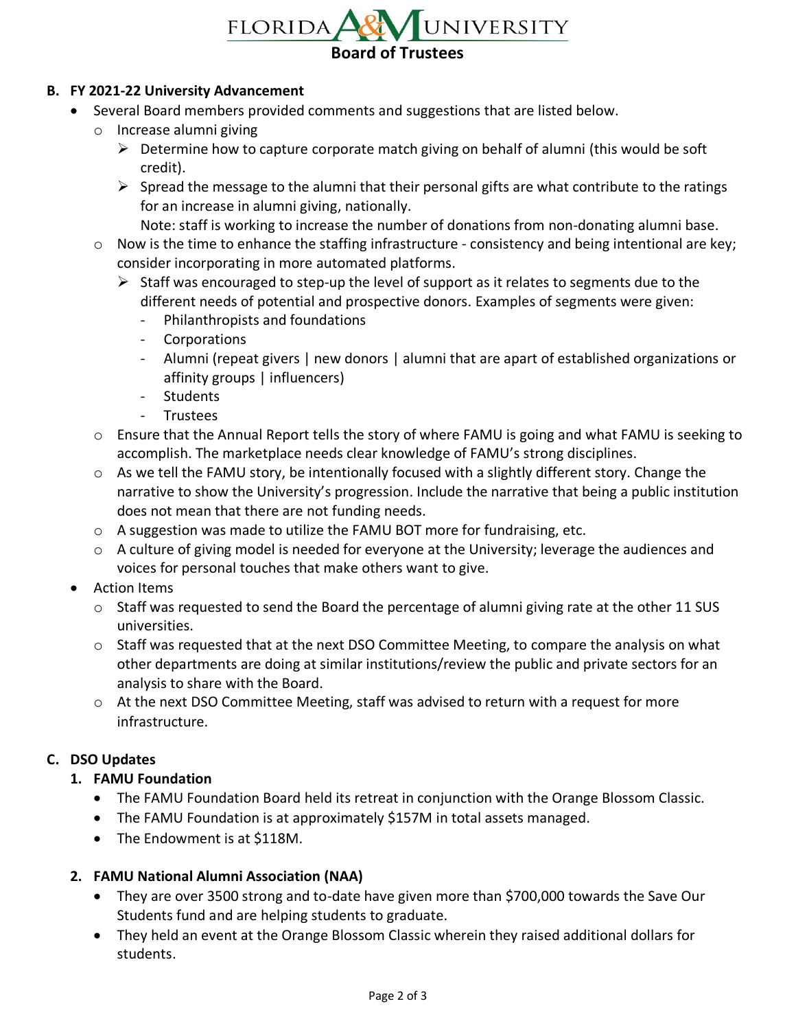**B. FY 2021-22 University Advancement**

- Several Board members provided comments and suggestions that are listed below.
  - Increase alumni giving
    - ➢ Determine how to capture corporate match giving on behalf of alumni (this would be soft credit).
    - ➢ Spread the message to the alumni that their personal gifts are what contribute to the ratings for an increase in alumni giving, nationally.

      Note: staff is working to increase the number of donations from non-donating alumni base.
  - Now is the time to enhance the staffing infrastructure - consistency and being intentional are key; consider incorporating in more automated platforms.
    - ➢ Staff was encouraged to step-up the level of support as it relates to segments due to the different needs of potential and prospective donors. Examples of segments were given:
      - Philanthropists and foundations
      - Corporations
      - Alumni (repeat givers | new donors | alumni that are apart of established organizations or affinity groups | influencers)
      - Students
      - Trustees
  - Ensure that the Annual Report tells the story of where FAMU is going and what FAMU is seeking to accomplish. The marketplace needs clear knowledge of FAMU's strong disciplines.
  - As we tell the FAMU story, be intentionally focused with a slightly different story. Change the narrative to show the University's progression. Include the narrative that being a public institution does not mean that there are not funding needs.
  - A suggestion was made to utilize the FAMU BOT more for fundraising, etc.
  - A culture of giving model is needed for everyone at the University; leverage the audiences and voices for personal touches that make others want to give.
- Action Items
  - Staff was requested to send the Board the percentage of alumni giving rate at the other 11 SUS universities.
  - Staff was requested that at the next DSO Committee Meeting, to compare the analysis on what other departments are doing at similar institutions/review the public and private sectors for an analysis to share with the Board.
  - At the next DSO Committee Meeting, staff was advised to return with a request for more infrastructure.

**C. DSO Updates**

**1. FAMU Foundation**

- The FAMU Foundation Board held its retreat in conjunction with the Orange Blossom Classic.
- The FAMU Foundation is at approximately $157M in total assets managed.
- The Endowment is at $118M.

**2. FAMU National Alumni Association (NAA)**

- They are over 3500 strong and to-date have given more than $700,000 towards the Save Our Students fund and are helping students to graduate.
- They held an event at the Orange Blossom Classic wherein they raised additional dollars for students.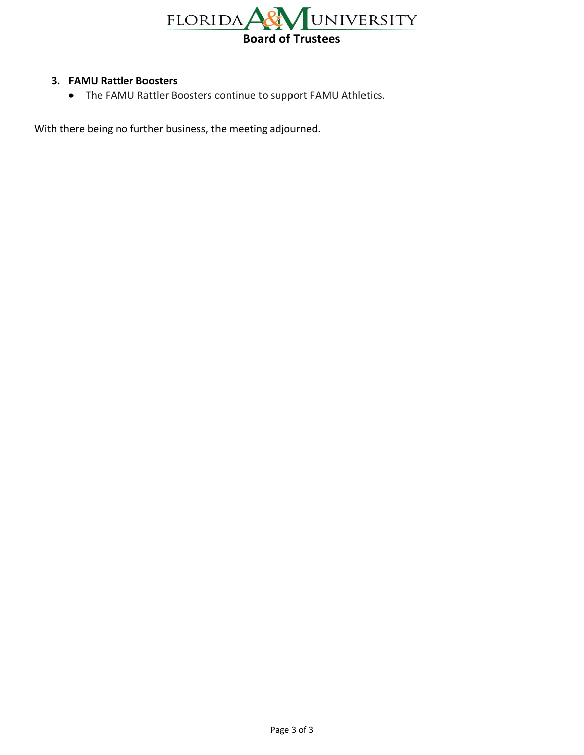3. **FAMU Rattler Boosters**
    - The FAMU Rattler Boosters continue to support FAMU Athletics.

With there being no further business, the meeting adjourned.